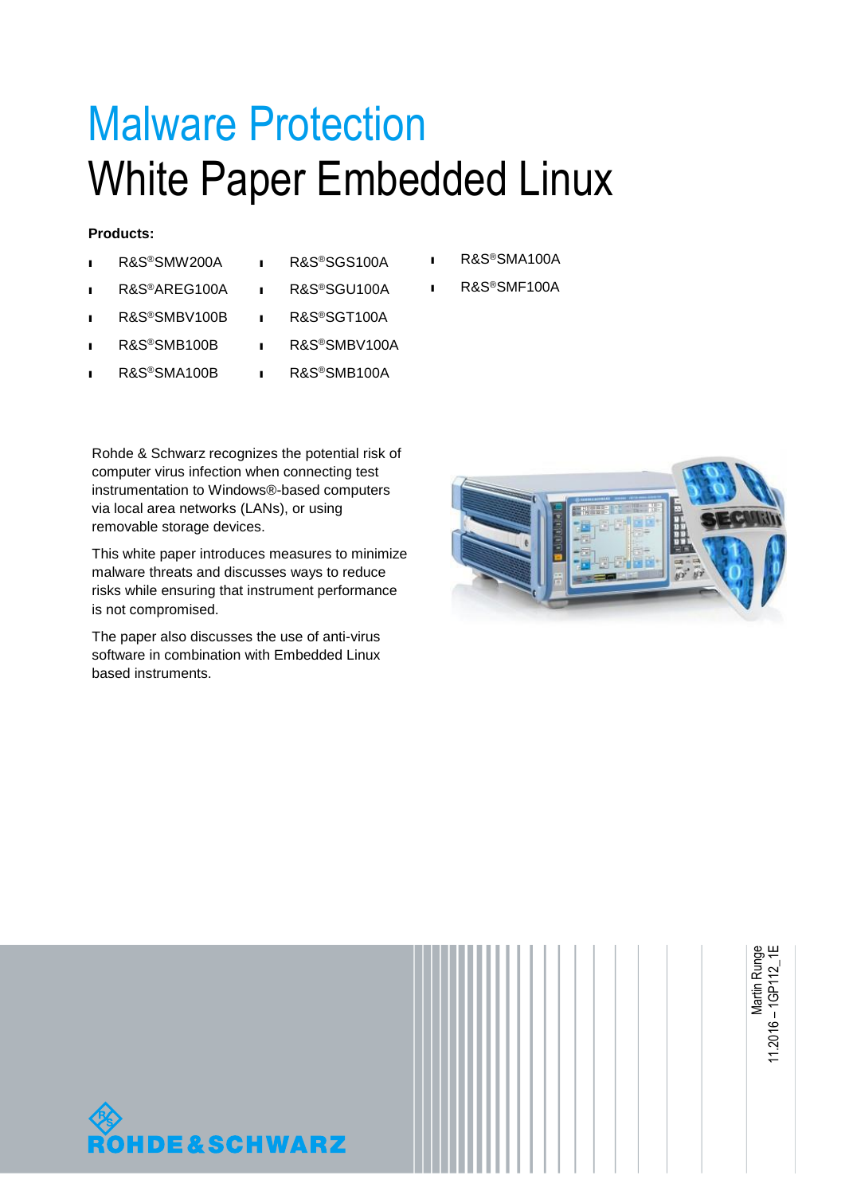# Malware Protection

# White Paper Embedded Linux

**Products:**

- R&S®SMW200A
- R&S®AREG100A
- R&S®SMBV100B
- R&S®SMB100B
- R&S®SMA100B
- R&S®SGS100A
- R&S®SGU100A
- R&S®SGT100A
- R&S®SMBV100A
- R&S®SMB100A
- R&S®SMA100A
- R&S®SMF100A

Rohde & Schwarz recognizes the potential risk of computer virus infection when connecting test instrumentation to Windows®-based computers via local area networks (LANs), or using removable storage devices.

This white paper introduces measures to minimize malware threats and discusses ways to reduce risks while ensuring that instrument performance is not compromised.

The paper also discusses the use of anti-virus software in combination with Embedded Linux based instruments.

Martin Runge

11.2016 – 1GP112_1E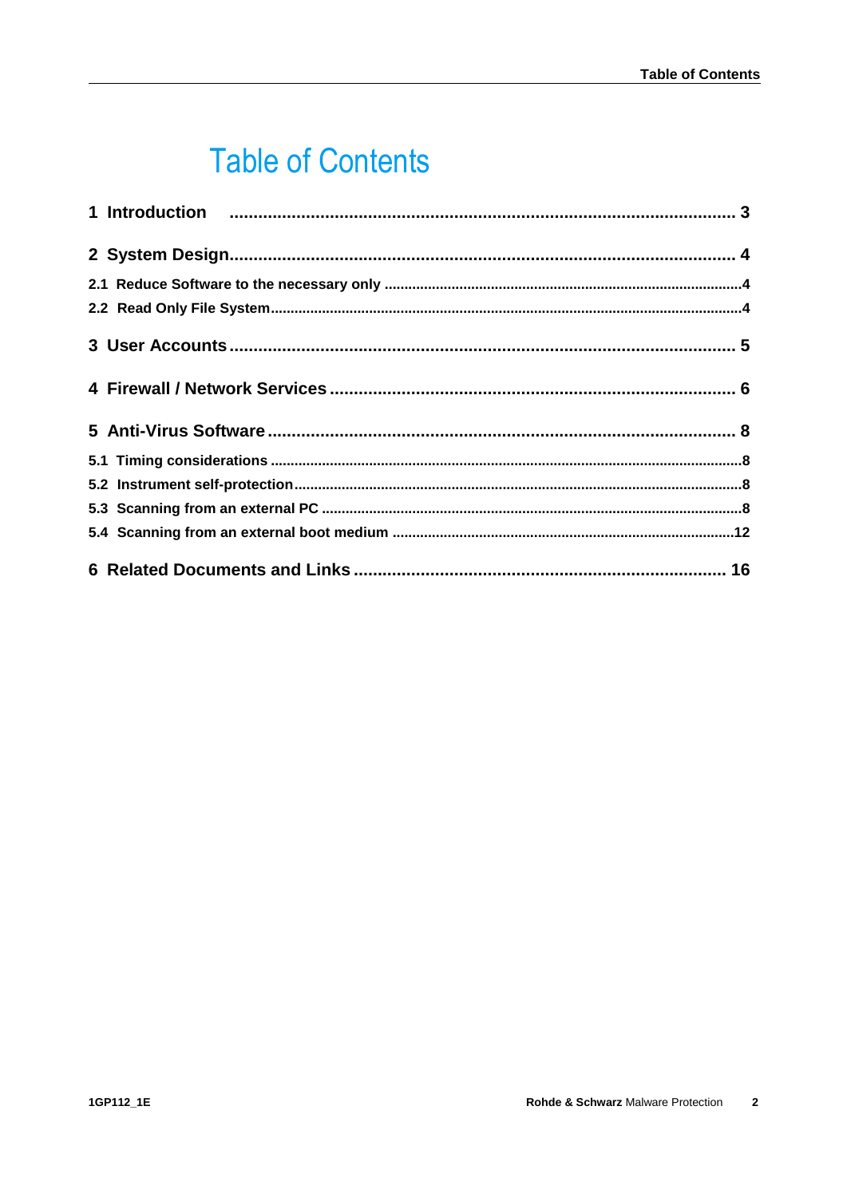# Table of Contents

1 Introduction ........................................................................................................ 3

2 System Design........................................................................................................ 4

2.1 Reduce Software to the necessary only ..........................................................................4

2.2 Read Only File System......................................................................................................4

3 User Accounts ........................................................................................................ 5

4 Firewall / Network Services ...................................................................................... 6

5 Anti-Virus Software .................................................................................................. 8

5.1 Timing considerations ......................................................................................................8

5.2 Instrument self-protection.................................................................................................8

5.3 Scanning from an external PC ..........................................................................................8

5.4 Scanning from an external boot medium .......................................................................12

6 Related Documents and Links ............................................................................. 16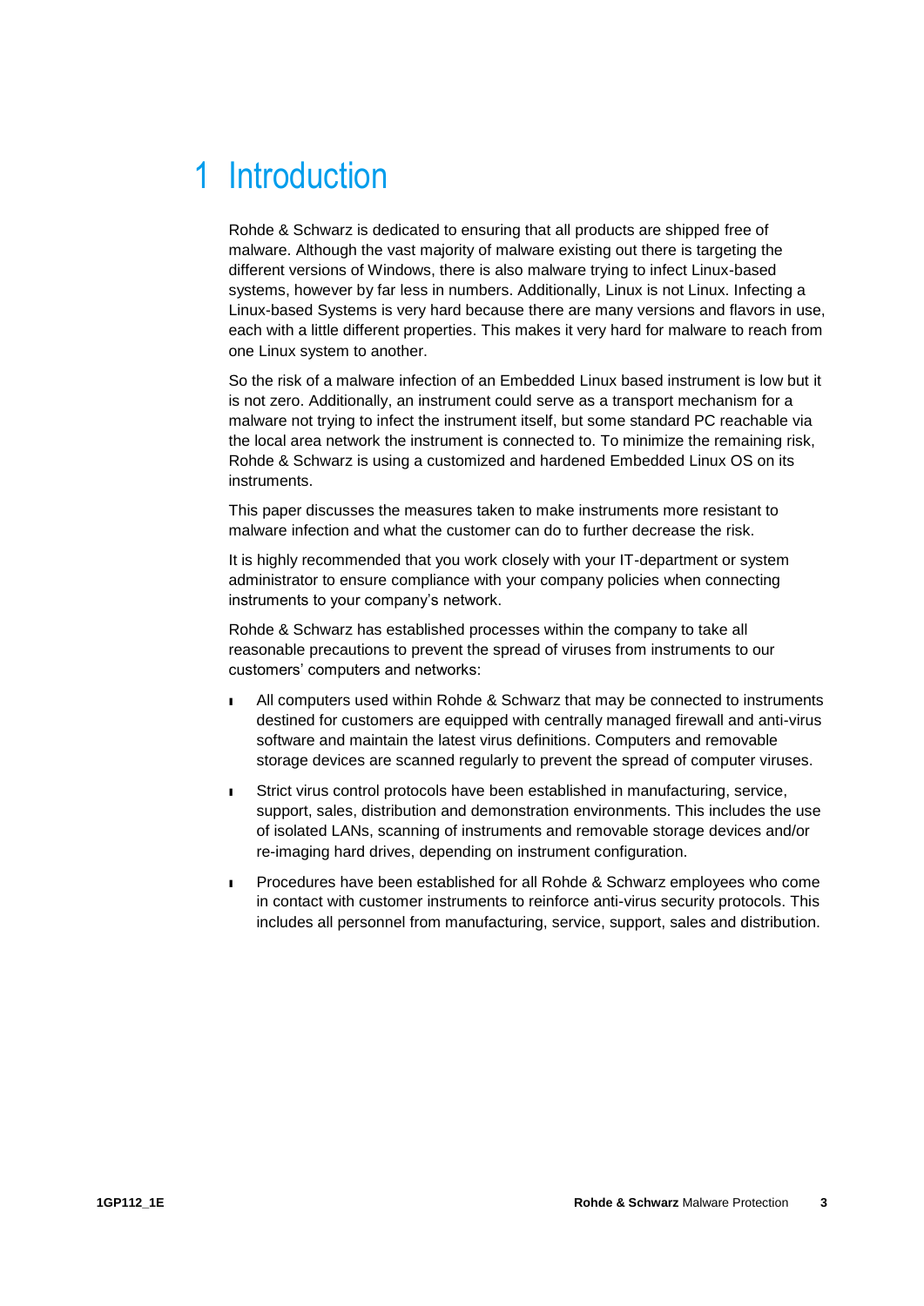# 1 Introduction

Rohde & Schwarz is dedicated to ensuring that all products are shipped free of malware. Although the vast majority of malware existing out there is targeting the different versions of Windows, there is also malware trying to infect Linux-based systems, however by far less in numbers. Additionally, Linux is not Linux. Infecting a Linux-based Systems is very hard because there are many versions and flavors in use, each with a little different properties. This makes it very hard for malware to reach from one Linux system to another.

So the risk of a malware infection of an Embedded Linux based instrument is low but it is not zero. Additionally, an instrument could serve as a transport mechanism for a malware not trying to infect the instrument itself, but some standard PC reachable via the local area network the instrument is connected to. To minimize the remaining risk, Rohde & Schwarz is using a customized and hardened Embedded Linux OS on its instruments.

This paper discusses the measures taken to make instruments more resistant to malware infection and what the customer can do to further decrease the risk.

It is highly recommended that you work closely with your IT-department or system administrator to ensure compliance with your company policies when connecting instruments to your company's network.

Rohde & Schwarz has established processes within the company to take all reasonable precautions to prevent the spread of viruses from instruments to our customers' computers and networks:

- All computers used within Rohde & Schwarz that may be connected to instruments destined for customers are equipped with centrally managed firewall and anti-virus software and maintain the latest virus definitions. Computers and removable storage devices are scanned regularly to prevent the spread of computer viruses.
- Strict virus control protocols have been established in manufacturing, service, support, sales, distribution and demonstration environments. This includes the use of isolated LANs, scanning of instruments and removable storage devices and/or re-imaging hard drives, depending on instrument configuration.
- Procedures have been established for all Rohde & Schwarz employees who come in contact with customer instruments to reinforce anti-virus security protocols. This includes all personnel from manufacturing, service, support, sales and distribution.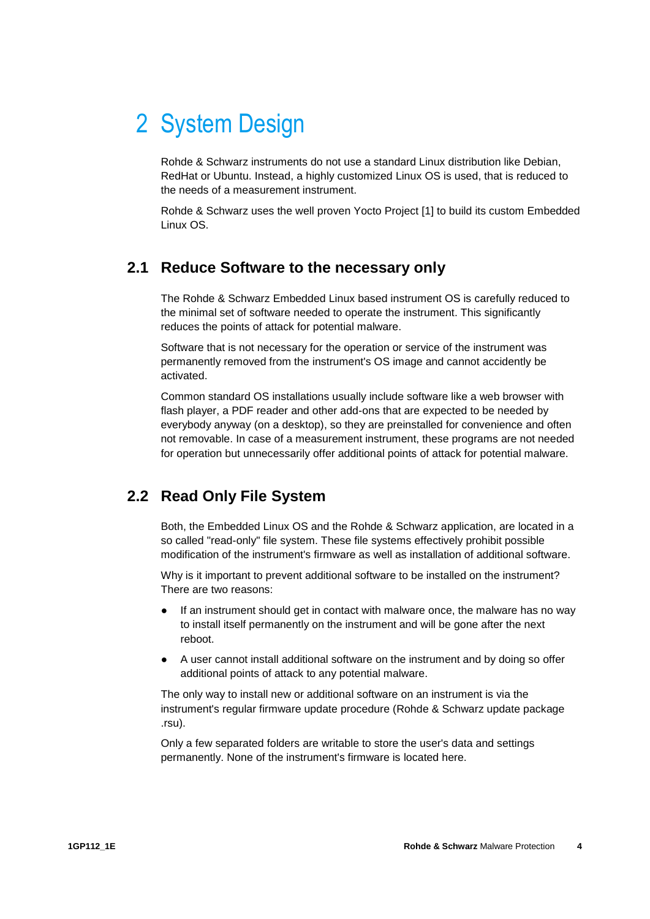# 2 System Design

Rohde & Schwarz instruments do not use a standard Linux distribution like Debian, RedHat or Ubuntu. Instead, a highly customized Linux OS is used, that is reduced to the needs of a measurement instrument.

Rohde & Schwarz uses the well proven Yocto Project [1] to build its custom Embedded Linux OS.

## 2.1 Reduce Software to the necessary only

The Rohde & Schwarz Embedded Linux based instrument OS is carefully reduced to the minimal set of software needed to operate the instrument. This significantly reduces the points of attack for potential malware.

Software that is not necessary for the operation or service of the instrument was permanently removed from the instrument's OS image and cannot accidently be activated.

Common standard OS installations usually include software like a web browser with flash player, a PDF reader and other add-ons that are expected to be needed by everybody anyway (on a desktop), so they are preinstalled for convenience and often not removable. In case of a measurement instrument, these programs are not needed for operation but unnecessarily offer additional points of attack for potential malware.

## 2.2 Read Only File System

Both, the Embedded Linux OS and the Rohde & Schwarz application, are located in a so called "read-only" file system. These file systems effectively prohibit possible modification of the instrument's firmware as well as installation of additional software.

Why is it important to prevent additional software to be installed on the instrument? There are two reasons:

- If an instrument should get in contact with malware once, the malware has no way to install itself permanently on the instrument and will be gone after the next reboot.
- A user cannot install additional software on the instrument and by doing so offer additional points of attack to any potential malware.

The only way to install new or additional software on an instrument is via the instrument's regular firmware update procedure (Rohde & Schwarz update package .rsu).

Only a few separated folders are writable to store the user's data and settings permanently. None of the instrument's firmware is located here.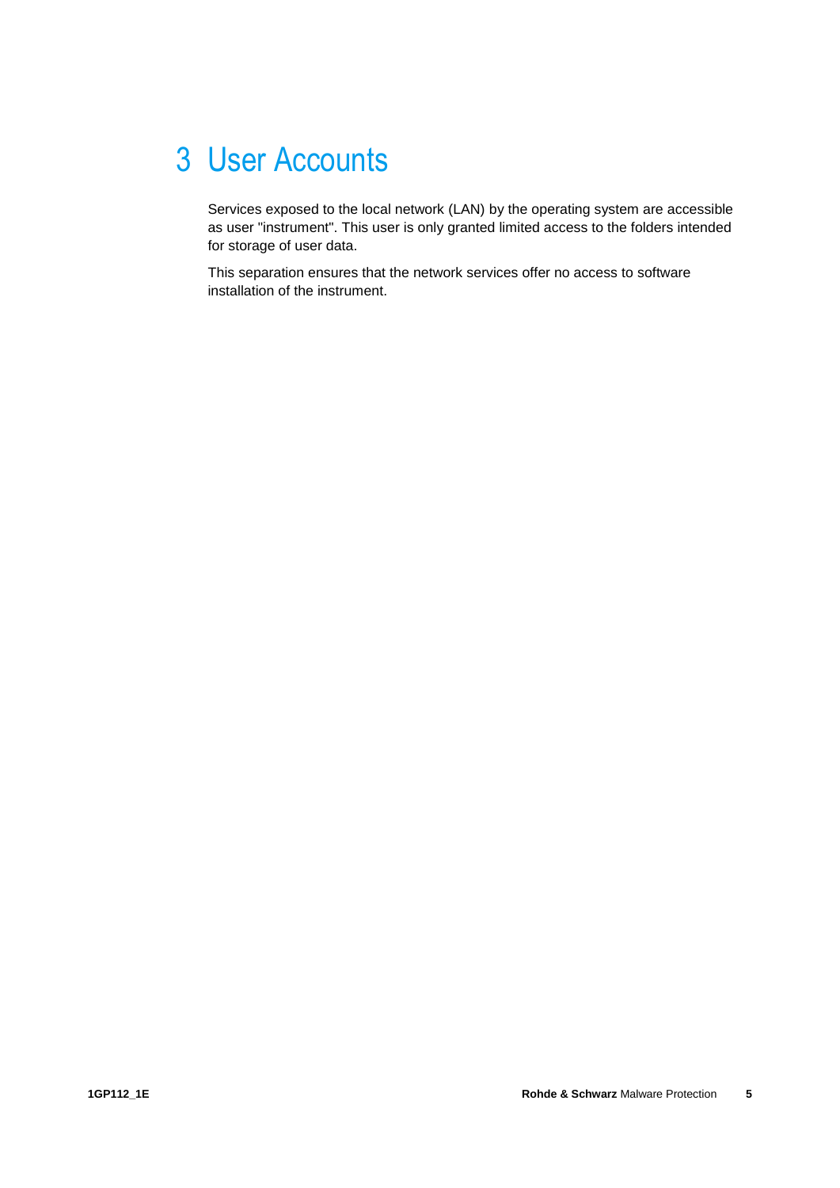# 3 User Accounts

Services exposed to the local network (LAN) by the operating system are accessible as user "instrument". This user is only granted limited access to the folders intended for storage of user data.

This separation ensures that the network services offer no access to software installation of the instrument.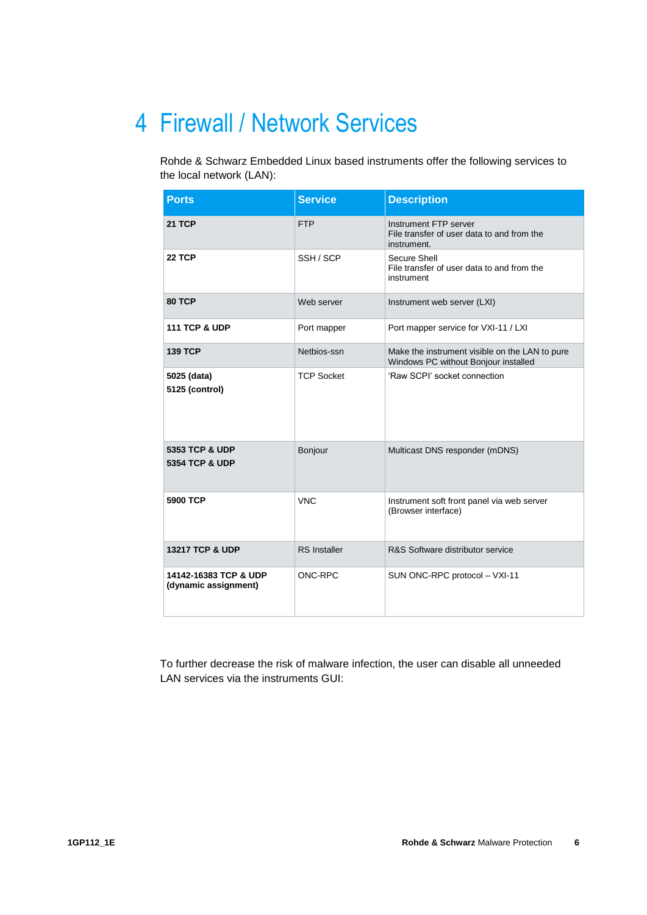# 4 Firewall / Network Services

Rohde & Schwarz Embedded Linux based instruments offer the following services to the local network (LAN):

| Ports | Service | Description |
|---|---|---|
| **21 TCP** | FTP | Instrument FTP server<br>File transfer of user data to and from the instrument. |
| **22 TCP** | SSH / SCP | Secure Shell<br>File transfer of user data to and from the instrument |
| **80 TCP** | Web server | Instrument web server (LXI) |
| **111 TCP & UDP** | Port mapper | Port mapper service for VXI-11 / LXI |
| **139 TCP** | Netbios-ssn | Make the instrument visible on the LAN to pure Windows PC without Bonjour installed |
| **5025 (data)**<br>**5125 (control)** | TCP Socket | 'Raw SCPI' socket connection |
| **5353 TCP & UDP**<br>**5354 TCP & UDP** | Bonjour | Multicast DNS responder (mDNS) |
| **5900 TCP** | VNC | Instrument soft front panel via web server (Browser interface) |
| **13217 TCP & UDP** | RS Installer | R&S Software distributor service |
| **14142-16383 TCP & UDP (dynamic assignment)** | ONC-RPC | SUN ONC-RPC protocol – VXI-11 |

To further decrease the risk of malware infection, the user can disable all unneeded LAN services via the instruments GUI: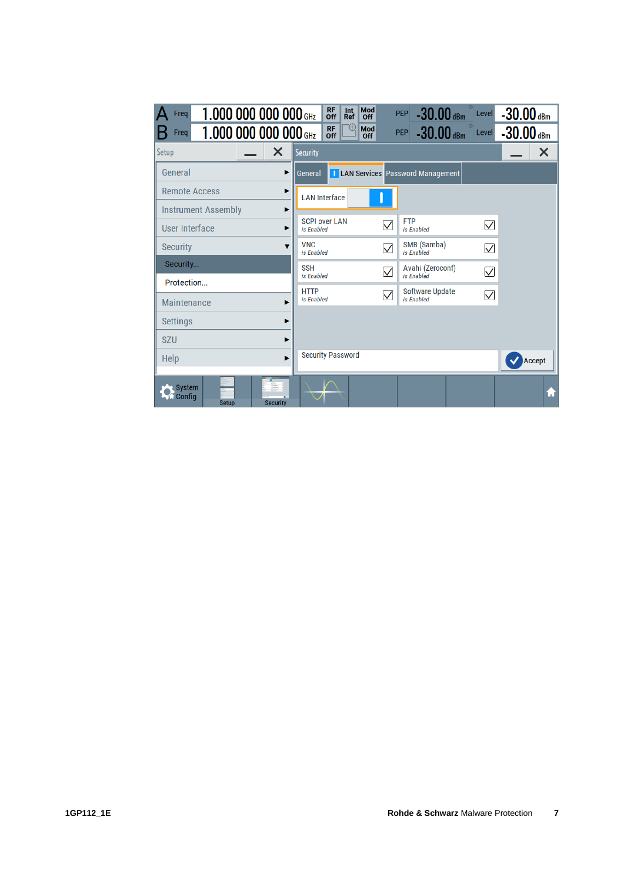A Freq 1.000 000 000 000 GHz | RF Off | Int Ref | Mod Off | PEP -30.00 dBm | Level -30.00 dBm

B Freq 1.000 000 000 000 GHz | RF Off | Mod Off | PEP -30.00 dBm | Level -30.00 dBm

**Setup**

- General
- Remote Access
- Instrument Assembly
- User Interface
- Security
  - Security...
  - Protection...
- Maintenance
- Settings
- SZU
- Help

**Security**

General | LAN Services | Password Management

LAN Interface

| | |
|---|---|
| SCPI over LAN *is Enabled* ☑ | FTP *is Enabled* ☑ |
| VNC *is Enabled* ☑ | SMB (Samba) *is Enabled* ☑ |
| SSH *is Enabled* ☑ | Avahi (Zeroconf) *is Enabled* ☑ |
| HTTP *is Enabled* ☑ | Software Update *is Enabled* ☑ |

Security Password — Accept

System Config | Setup | Security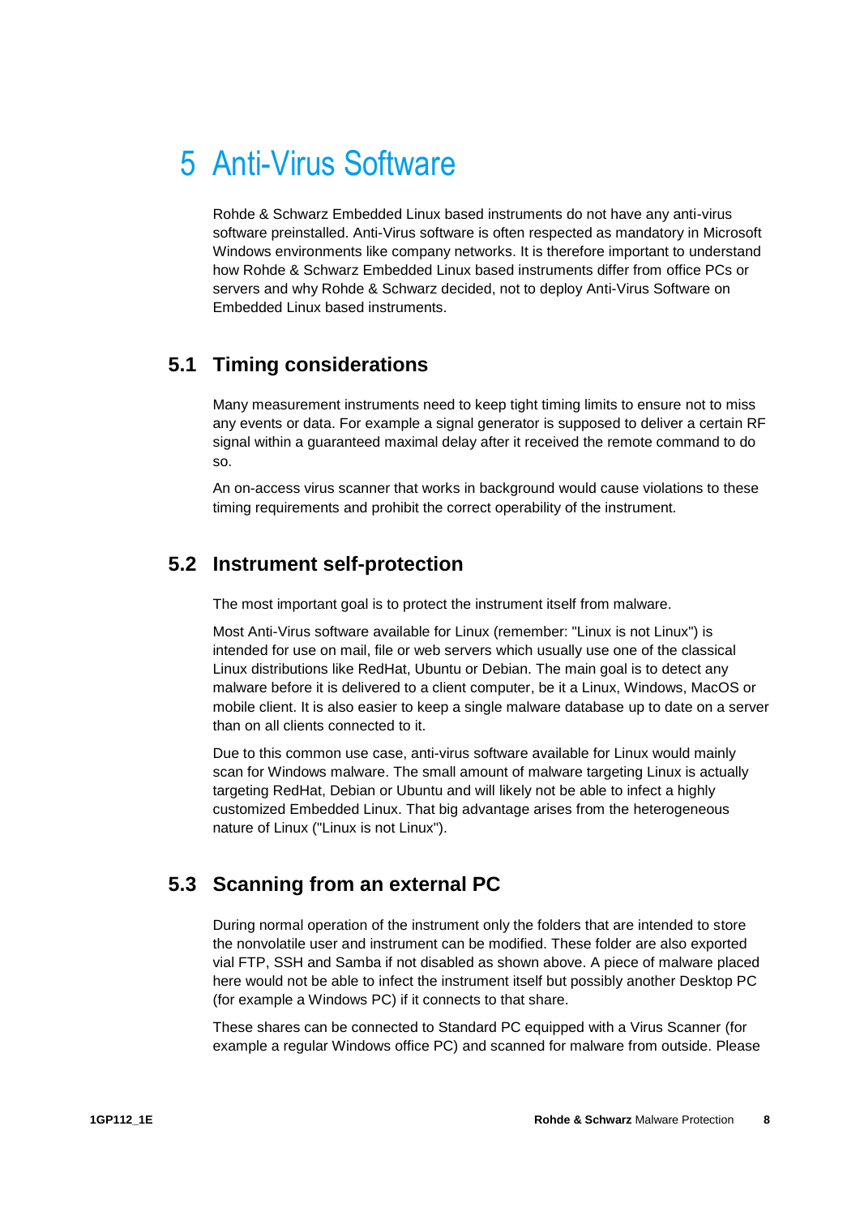# 5 Anti-Virus Software

Rohde & Schwarz Embedded Linux based instruments do not have any anti-virus software preinstalled. Anti-Virus software is often respected as mandatory in Microsoft Windows environments like company networks. It is therefore important to understand how Rohde & Schwarz Embedded Linux based instruments differ from office PCs or servers and why Rohde & Schwarz decided, not to deploy Anti-Virus Software on Embedded Linux based instruments.

## 5.1 Timing considerations

Many measurement instruments need to keep tight timing limits to ensure not to miss any events or data. For example a signal generator is supposed to deliver a certain RF signal within a guaranteed maximal delay after it received the remote command to do so.

An on-access virus scanner that works in background would cause violations to these timing requirements and prohibit the correct operability of the instrument.

## 5.2 Instrument self-protection

The most important goal is to protect the instrument itself from malware.

Most Anti-Virus software available for Linux (remember: "Linux is not Linux") is intended for use on mail, file or web servers which usually use one of the classical Linux distributions like RedHat, Ubuntu or Debian. The main goal is to detect any malware before it is delivered to a client computer, be it a Linux, Windows, MacOS or mobile client. It is also easier to keep a single malware database up to date on a server than on all clients connected to it.

Due to this common use case, anti-virus software available for Linux would mainly scan for Windows malware. The small amount of malware targeting Linux is actually targeting RedHat, Debian or Ubuntu and will likely not be able to infect a highly customized Embedded Linux. That big advantage arises from the heterogeneous nature of Linux ("Linux is not Linux").

## 5.3 Scanning from an external PC

During normal operation of the instrument only the folders that are intended to store the nonvolatile user and instrument can be modified. These folder are also exported vial FTP, SSH and Samba if not disabled as shown above. A piece of malware placed here would not be able to infect the instrument itself but possibly another Desktop PC (for example a Windows PC) if it connects to that share.

These shares can be connected to Standard PC equipped with a Virus Scanner (for example a regular Windows office PC) and scanned for malware from outside. Please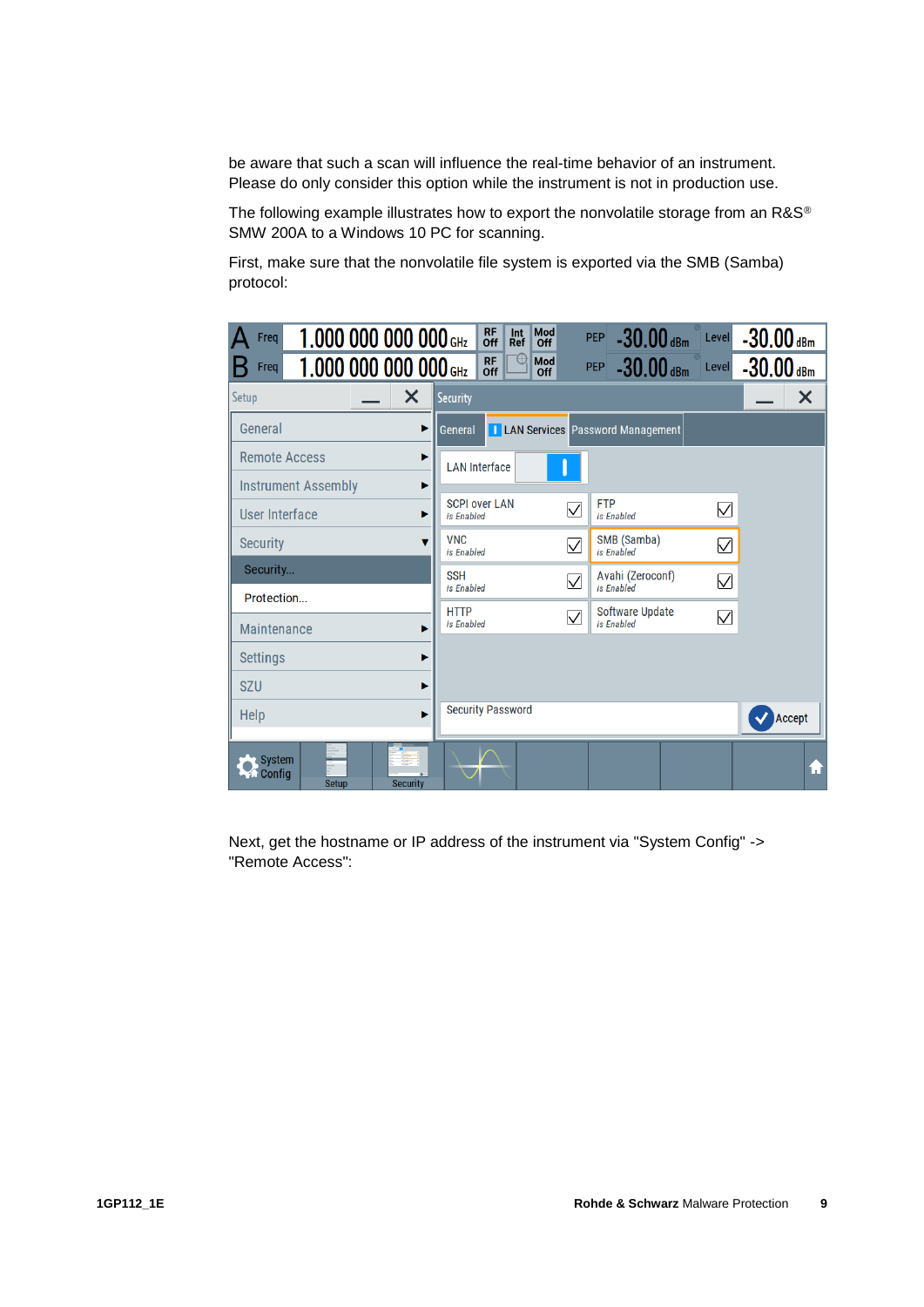be aware that such a scan will influence the real-time behavior of an instrument. Please do only consider this option while the instrument is not in production use.

The following example illustrates how to export the nonvolatile storage from an R&S® SMW 200A to a Windows 10 PC for scanning.

First, make sure that the nonvolatile file system is exported via the SMB (Samba) protocol:

Next, get the hostname or IP address of the instrument via "System Config" -> "Remote Access":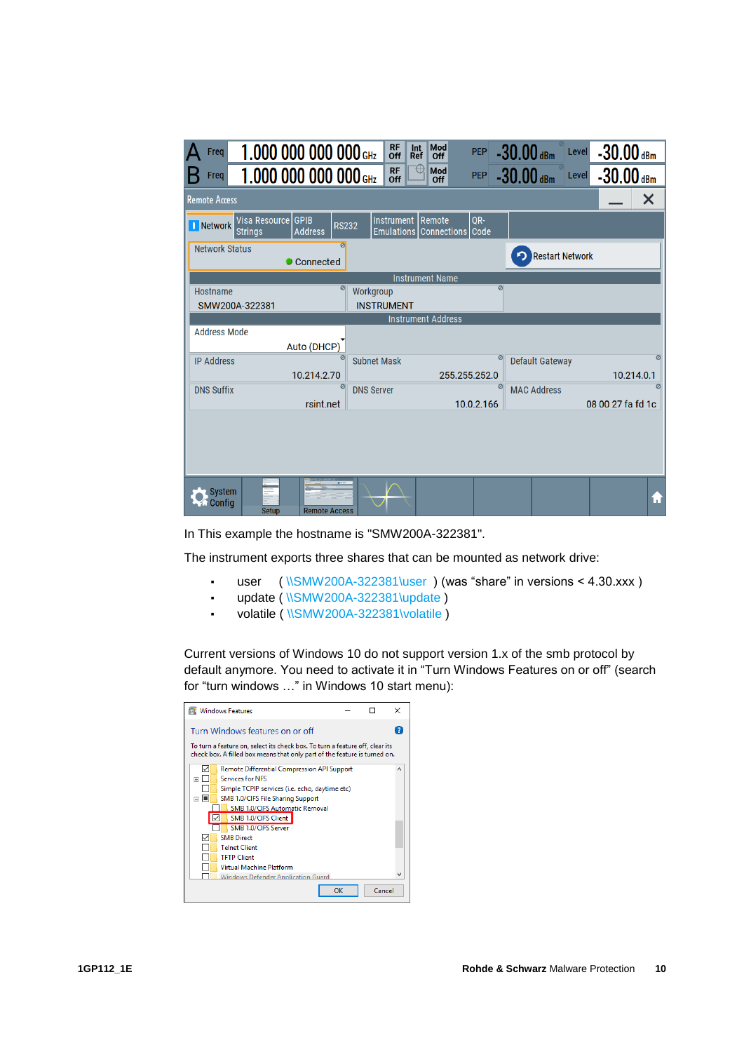In This example the hostname is "SMW200A-322381".

The instrument exports three shares that can be mounted as network drive:

- user ( \\SMW200A-322381\user ) (was “share” in versions < 4.30.xxx )
- update ( \\SMW200A-322381\update )
- volatile ( \\SMW200A-322381\volatile )

Current versions of Windows 10 do not support version 1.x of the smb protocol by default anymore. You need to activate it in “Turn Windows Features on or off” (search for “turn windows …” in Windows 10 start menu):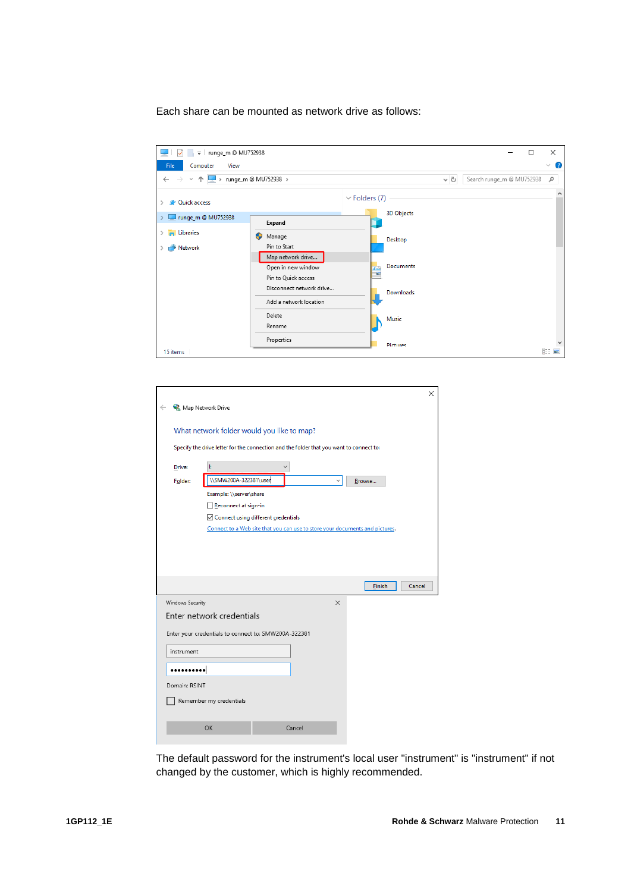Each share can be mounted as network drive as follows:

The default password for the instrument's local user "instrument" is "instrument" if not changed by the customer, which is highly recommended.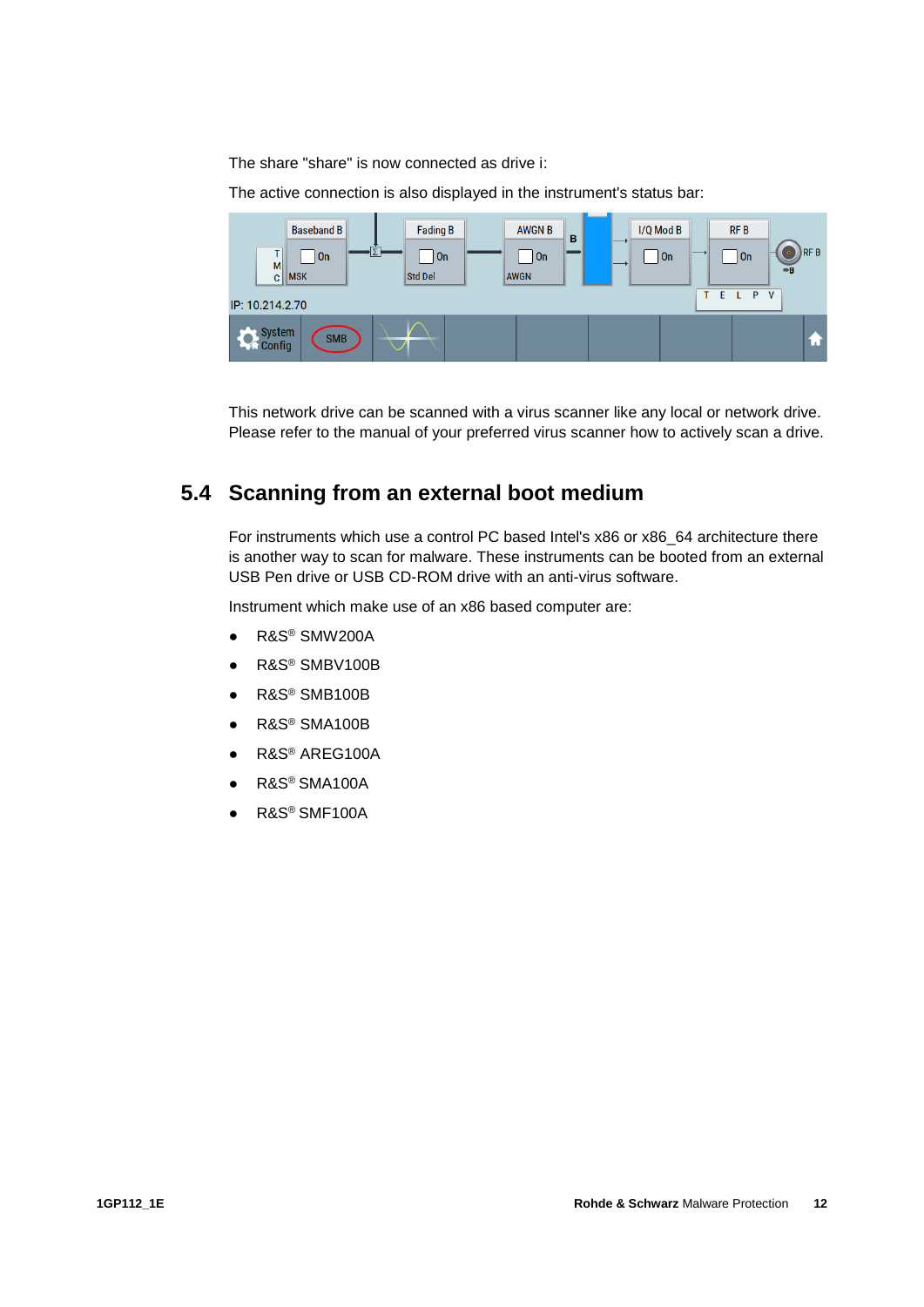The share "share" is now connected as drive i:

The active connection is also displayed in the instrument's status bar:

This network drive can be scanned with a virus scanner like any local or network drive. Please refer to the manual of your preferred virus scanner how to actively scan a drive.

## 5.4 Scanning from an external boot medium

For instruments which use a control PC based Intel's x86 or x86_64 architecture there is another way to scan for malware. These instruments can be booted from an external USB Pen drive or USB CD-ROM drive with an anti-virus software.

Instrument which make use of an x86 based computer are:

- R&S® SMW200A
- R&S® SMBV100B
- R&S® SMB100B
- R&S® SMA100B
- R&S® AREG100A
- R&S® SMA100A
- R&S® SMF100A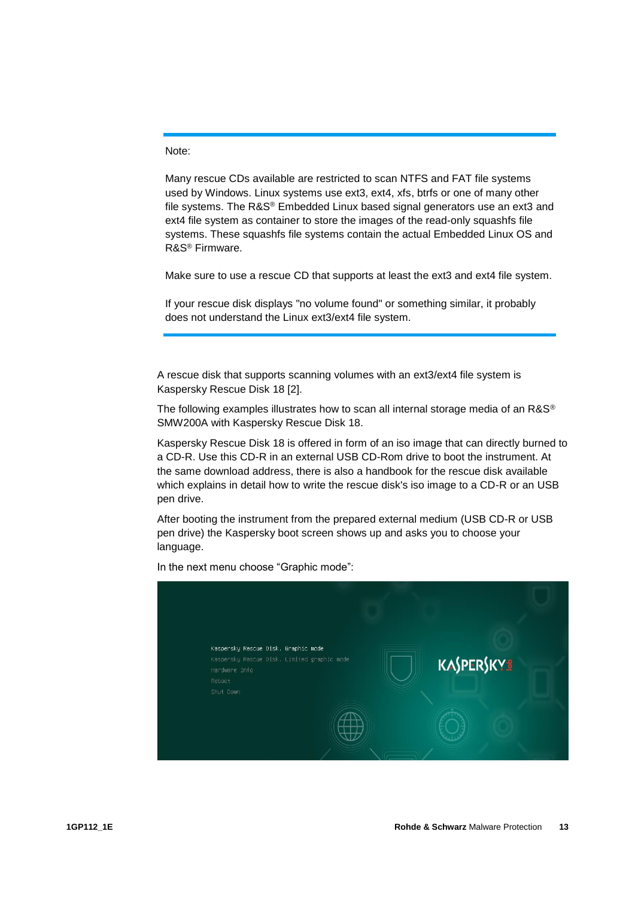Note:

Many rescue CDs available are restricted to scan NTFS and FAT file systems used by Windows. Linux systems use ext3, ext4, xfs, btrfs or one of many other file systems. The R&S® Embedded Linux based signal generators use an ext3 and ext4 file system as container to store the images of the read-only squashfs file systems. These squashfs file systems contain the actual Embedded Linux OS and R&S® Firmware.

Make sure to use a rescue CD that supports at least the ext3 and ext4 file system.

If your rescue disk displays "no volume found" or something similar, it probably does not understand the Linux ext3/ext4 file system.

A rescue disk that supports scanning volumes with an ext3/ext4 file system is Kaspersky Rescue Disk 18 [2].

The following examples illustrates how to scan all internal storage media of an R&S® SMW200A with Kaspersky Rescue Disk 18.

Kaspersky Rescue Disk 18 is offered in form of an iso image that can directly burned to a CD-R. Use this CD-R in an external USB CD-Rom drive to boot the instrument. At the same download address, there is also a handbook for the rescue disk available which explains in detail how to write the rescue disk's iso image to a CD-R or an USB pen drive.

After booting the instrument from the prepared external medium (USB CD-R or USB pen drive) the Kaspersky boot screen shows up and asks you to choose your language.

In the next menu choose “Graphic mode”: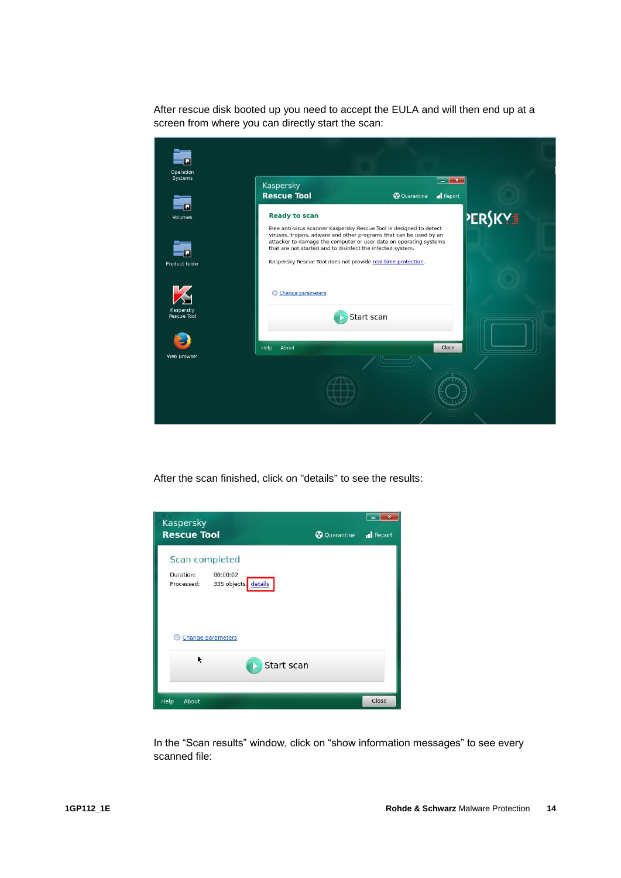After rescue disk booted up you need to accept the EULA and will then end up at a screen from where you can directly start the scan:

After the scan finished, click on "details" to see the results:

In the “Scan results” window, click on “show information messages” to see every scanned file: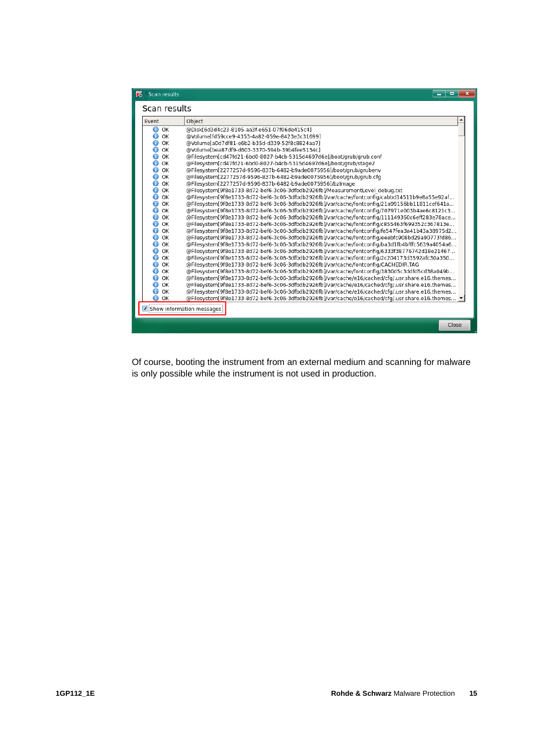Scan results

| Event | Object |
| --- | --- |
| OK | @Disk[6d3d4c23-8105-aa3f-e651-07f06de415c4] |
| OK | @Volume[fd59cce9-4353-4a82-059e-8423e3c31699] |
| OK | @Volume[a0d7df81-e6b2-b35d-d339-52f8c8824aa7] |
| OK | @Volume[bea87df9-d603-3370-594b-39b4fee5134c] |
| OK | @Filesystem[cd47fd21-6bd0-8027-b4cb-5315d4697d6e]/boot/grub/grub.conf |
| OK | @Filesystem[cd47fd21-6bd0-8027-b4cb-5315d4697d6e]/boot/grub/stage2 |
| OK | @Filesystem[2277257d-9596-837b-6482-b9ade0075956]/boot/grub/grubenv |
| OK | @Filesystem[2277257d-9596-837b-6482-b9ade0075956]/boot/grub/grub.cfg |
| OK | @Filesystem[2277257d-9596-837b-6482-b9ade0075956]/bzImage |
| OK | @Filesystem[9f8e1733-8d72-bef6-3c06-3dfbdb2926fb]/MeasurementLevel_debug.txt |
| OK | @Filesystem[9f8e1733-8d72-bef6-3c06-3dfbdb2926fb]/var/cache/fontconfig/cabbd14511b9e8a55e92af... |
| OK | @Filesystem[9f8e1733-8d72-bef6-3c06-3dfbdb2926fb]/var/cache/fontconfig/21a99156bb11811cef641a... |
| OK | @Filesystem[9f8e1733-8d72-bef6-3c06-3dfbdb2926fb]/var/cache/fontconfig/707971e003b4ae6c8121c3... |
| OK | @Filesystem[9f8e1733-8d72-bef6-3c06-3dfbdb2926fb]/var/cache/fontconfig/111149350c6eff283e78ace... |
| OK | @Filesystem[9f8e1733-8d72-bef6-3c06-3dfbdb2926fb]/var/cache/fontconfig/c855463f699352c367813e... |
| OK | @Filesystem[9f8e1733-8d72-bef6-3c06-3dfbdb2926fb]/var/cache/fontconfig/fe547fea3a41b43a38975d2... |
| OK | @Filesystem[9f8e1733-8d72-bef6-3c06-3dfbdb2926fb]/var/cache/fontconfig/eeebfc908bd29a90773fd86... |
| OK | @Filesystem[9f8e1733-8d72-bef6-3c06-3dfbdb2926fb]/var/cache/fontconfig/ba3d1fb4bfffc5639a4054a6... |
| OK | @Filesystem[9f8e1733-8d72-bef6-3c06-3dfbdb2926fb]/var/cache/fontconfig/6333f38776742d18e21467... |
| OK | @Filesystem[9f8e1733-8d72-bef6-3c06-3dfbdb2926fb]/var/cache/fontconfig/2c204173d3592afc30a350... |
| OK | @Filesystem[9f8e1733-8d72-bef6-3c06-3dfbdb2926fb]/var/cache/fontconfig/CACHEDIR.TAG |
| OK | @Filesystem[9f8e1733-8d72-bef6-3c06-3dfbdb2926fb]/var/cache/fontconfig/3830d5c3ddfd5cd38a049b... |
| OK | @Filesystem[9f8e1733-8d72-bef6-3c06-3dfbdb2926fb]/var/cache/e16/cached/cfg/.usr.share.e16.themes... |
| OK | @Filesystem[9f8e1733-8d72-bef6-3c06-3dfbdb2926fb]/var/cache/e16/cached/cfg/.usr.share.e16.themes... |
| OK | @Filesystem[9f8e1733-8d72-bef6-3c06-3dfbdb2926fb]/var/cache/e16/cached/cfg/.usr.share.e16.themes... |
| OK | @Filesystem[9f8e1733-8d72-bef6-3c06-3dfbdb2926fb]/var/cache/e16/cached/cfg/.usr.share.e16.themes... |

☑ Show information messages

Close

Of course, booting the instrument from an external medium and scanning for malware is only possible while the instrument is not used in production.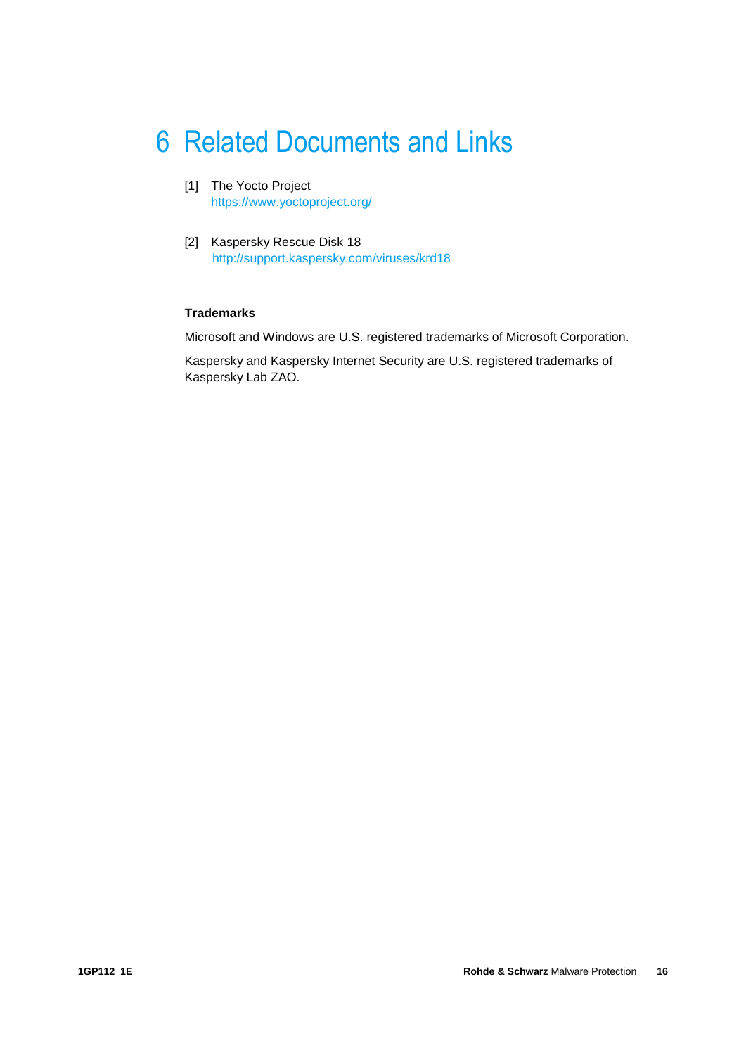# 6 Related Documents and Links

[1] The Yocto Project
https://www.yoctoproject.org/

[2] Kaspersky Rescue Disk 18
http://support.kaspersky.com/viruses/krd18

**Trademarks**

Microsoft and Windows are U.S. registered trademarks of Microsoft Corporation.

Kaspersky and Kaspersky Internet Security are U.S. registered trademarks of Kaspersky Lab ZAO.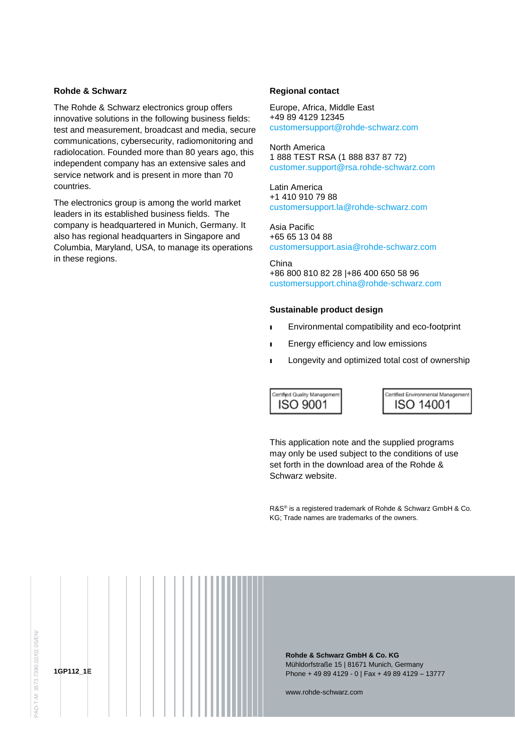## Rohde & Schwarz

The Rohde & Schwarz electronics group offers innovative solutions in the following business fields: test and measurement, broadcast and media, secure communications, cybersecurity, radiomonitoring and radiolocation. Founded more than 80 years ago, this independent company has an extensive sales and service network and is present in more than 70 countries.

The electronics group is among the world market leaders in its established business fields. The company is headquartered in Munich, Germany. It also has regional headquarters in Singapore and Columbia, Maryland, USA, to manage its operations in these regions.

## Regional contact

Europe, Africa, Middle East
+49 89 4129 12345
customersupport@rohde-schwarz.com

North America
1 888 TEST RSA (1 888 837 87 72)
customer.support@rsa.rohde-schwarz.com

Latin America
+1 410 910 79 88
customersupport.la@rohde-schwarz.com

Asia Pacific
+65 65 13 04 88
customersupport.asia@rohde-schwarz.com

China
+86 800 810 82 28 |+86 400 650 58 96
customersupport.china@rohde-schwarz.com

## Sustainable product design

- Environmental compatibility and eco-footprint
- Energy efficiency and low emissions
- Longevity and optimized total cost of ownership

Certified Quality Management
ISO 9001

Certified Environmental Management
ISO 14001

This application note and the supplied programs may only be used subject to the conditions of use set forth in the download area of the Rohde & Schwarz website.

R&S® is a registered trademark of Rohde & Schwarz GmbH & Co. KG; Trade names are trademarks of the owners.

PAD-T-M: 3573.7380.02/02.05/EN/

1GP112_1E

**Rohde & Schwarz GmbH & Co. KG**
Mühldorfstraße 15 | 81671 Munich, Germany
Phone + 49 89 4129 - 0 | Fax + 49 89 4129 – 13777

www.rohde-schwarz.com